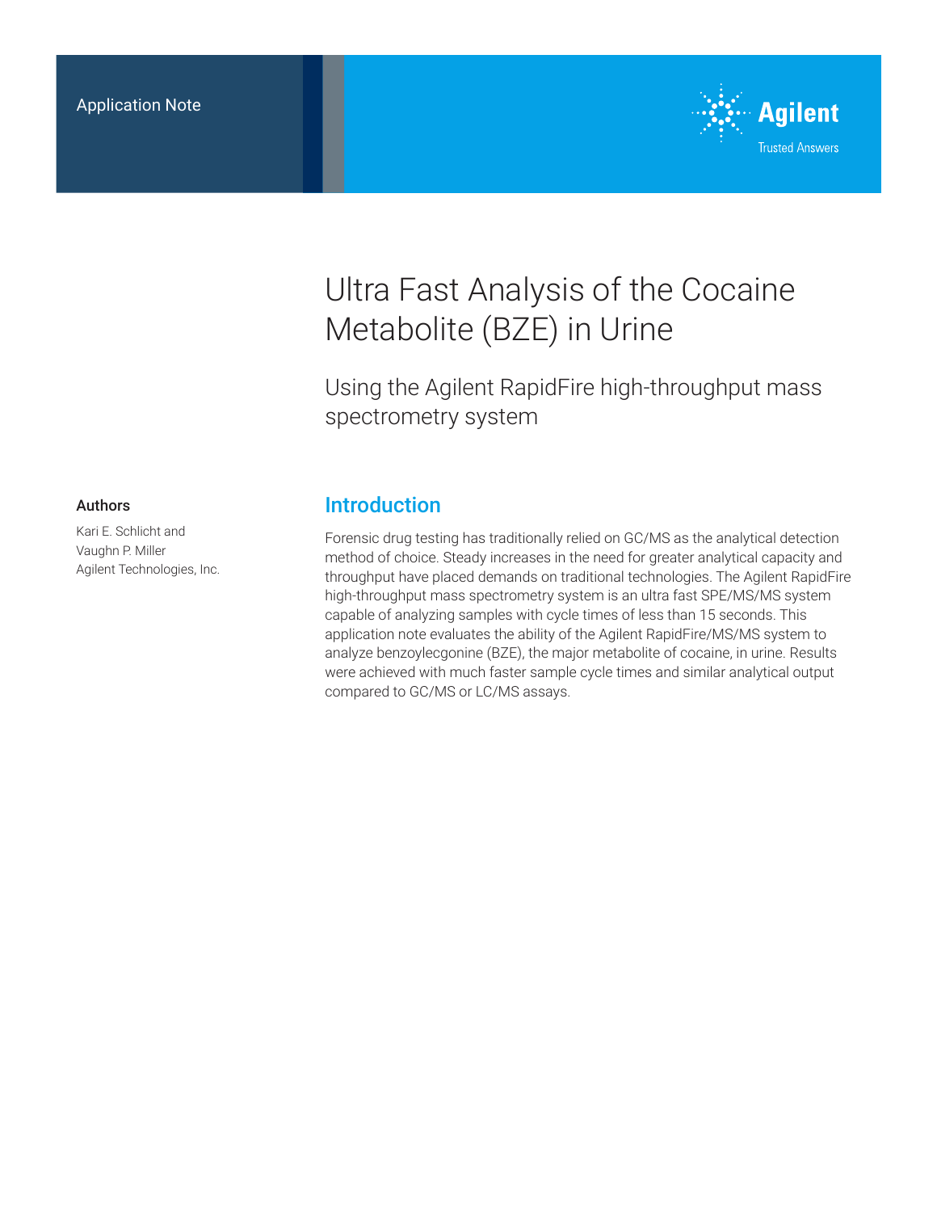Application Note

# Ultra Fast Analysis of the Cocaine Metabolite (BZE) in Urine

## Using the Agilent RapidFire high-throughput mass spectrometry system

### Authors

Kari E. Schlicht and Vaughn P. Miller
Agilent Technologies, Inc.

## Introduction

Forensic drug testing has traditionally relied on GC/MS as the analytical detection method of choice. Steady increases in the need for greater analytical capacity and throughput have placed demands on traditional technologies. The Agilent RapidFire high-throughput mass spectrometry system is an ultra fast SPE/MS/MS system capable of analyzing samples with cycle times of less than 15 seconds. This application note evaluates the ability of the Agilent RapidFire/MS/MS system to analyze benzoylecgonine (BZE), the major metabolite of cocaine, in urine. Results were achieved with much faster sample cycle times and similar analytical output compared to GC/MS or LC/MS assays.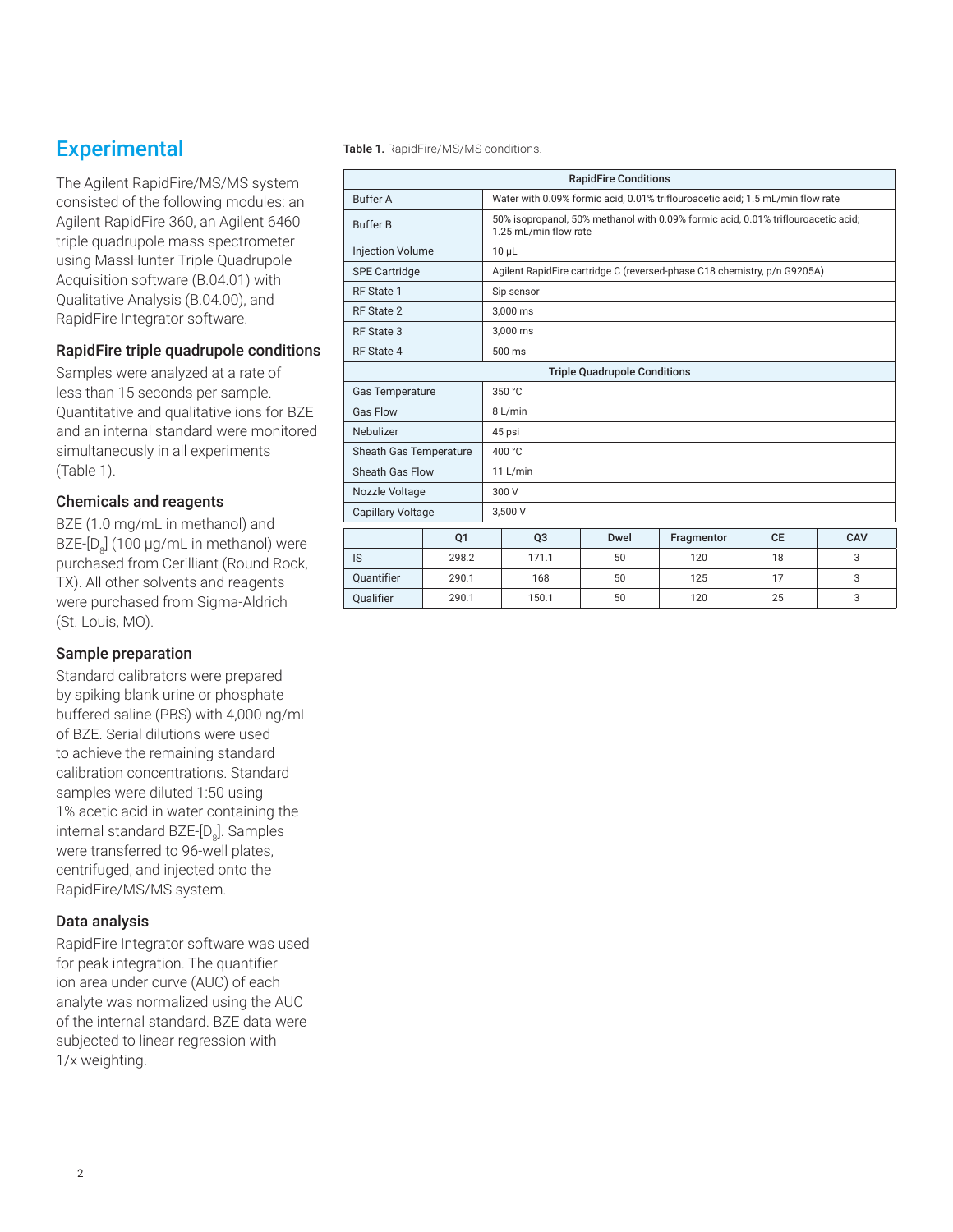## Experimental

The Agilent RapidFire/MS/MS system consisted of the following modules: an Agilent RapidFire 360, an Agilent 6460 triple quadrupole mass spectrometer using MassHunter Triple Quadrupole Acquisition software (B.04.01) with Qualitative Analysis (B.04.00), and RapidFire Integrator software.

### RapidFire triple quadrupole conditions

Samples were analyzed at a rate of less than 15 seconds per sample. Quantitative and qualitative ions for BZE and an internal standard were monitored simultaneously in all experiments (Table 1).

### Chemicals and reagents

BZE (1.0 mg/mL in methanol) and BZE-[$D_8$] (100 µg/mL in methanol) were purchased from Cerilliant (Round Rock, TX). All other solvents and reagents were purchased from Sigma-Aldrich (St. Louis, MO).

### Sample preparation

Standard calibrators were prepared by spiking blank urine or phosphate buffered saline (PBS) with 4,000 ng/mL of BZE. Serial dilutions were used to achieve the remaining standard calibration concentrations. Standard samples were diluted 1:50 using 1% acetic acid in water containing the internal standard BZE-[$D_8$]. Samples were transferred to 96-well plates, centrifuged, and injected onto the RapidFire/MS/MS system.

### Data analysis

RapidFire Integrator software was used for peak integration. The quantifier ion area under curve (AUC) of each analyte was normalized using the AUC of the internal standard. BZE data were subjected to linear regression with 1/x weighting.

**Table 1.** RapidFire/MS/MS conditions.

| RapidFire Conditions | |
|---|---|
| Buffer A | Water with 0.09% formic acid, 0.01% triflouroacetic acid; 1.5 mL/min flow rate |
| Buffer B | 50% isopropanol, 50% methanol with 0.09% formic acid, 0.01% triflouroacetic acid; 1.25 mL/min flow rate |
| Injection Volume | 10 µL |
| SPE Cartridge | Agilent RapidFire cartridge C (reversed-phase C18 chemistry, p/n G9205A) |
| RF State 1 | Sip sensor |
| RF State 2 | 3,000 ms |
| RF State 3 | 3,000 ms |
| RF State 4 | 500 ms |
| **Triple Quadrupole Conditions** | |
| Gas Temperature | 350 °C |
| Gas Flow | 8 L/min |
| Nebulizer | 45 psi |
| Sheath Gas Temperature | 400 °C |
| Sheath Gas Flow | 11 L/min |
| Nozzle Voltage | 300 V |
| Capillary Voltage | 3,500 V |

| | Q1 | Q3 | Dwel | Fragmentor | CE | CAV |
|---|---|---|---|---|---|---|
| IS | 298.2 | 171.1 | 50 | 120 | 18 | 3 |
| Quantifier | 290.1 | 168 | 50 | 125 | 17 | 3 |
| Qualifier | 290.1 | 150.1 | 50 | 120 | 25 | 3 |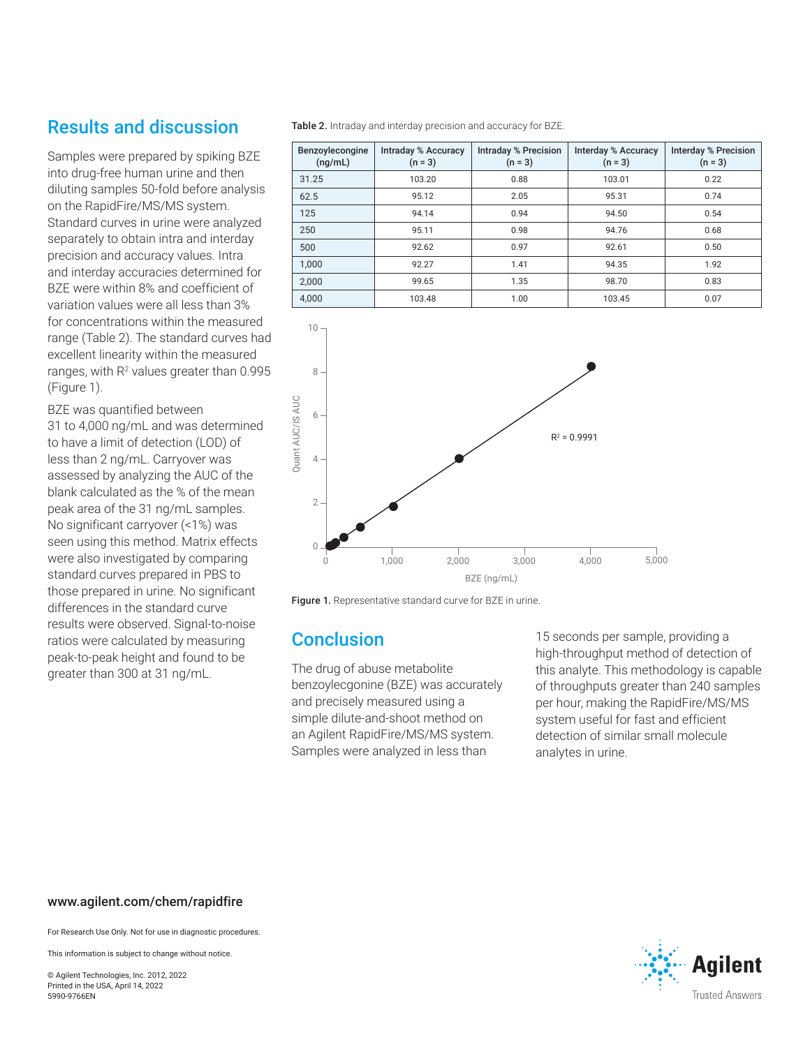## Results and discussion

Samples were prepared by spiking BZE into drug-free human urine and then diluting samples 50-fold before analysis on the RapidFire/MS/MS system. Standard curves in urine were analyzed separately to obtain intra and interday precision and accuracy values. Intra and interday accuracies determined for BZE were within 8% and coefficient of variation values were all less than 3% for concentrations within the measured range (Table 2). The standard curves had excellent linearity within the measured ranges, with $R^2$ values greater than 0.995 (Figure 1).

BZE was quantified between 31 to 4,000 ng/mL and was determined to have a limit of detection (LOD) of less than 2 ng/mL. Carryover was assessed by analyzing the AUC of the blank calculated as the % of the mean peak area of the 31 ng/mL samples. No significant carryover (<1%) was seen using this method. Matrix effects were also investigated by comparing standard curves prepared in PBS to those prepared in urine. No significant differences in the standard curve results were observed. Signal-to-noise ratios were calculated by measuring peak-to-peak height and found to be greater than 300 at 31 ng/mL.

**Table 2.** Intraday and interday precision and accuracy for BZE.

| Benzoylecongine (ng/mL) | Intraday % Accuracy (n = 3) | Intraday % Precision (n = 3) | Interday % Accuracy (n = 3) | Interday % Precision (n = 3) |
|---|---|---|---|---|
| 31.25 | 103.20 | 0.88 | 103.01 | 0.22 |
| 62.5 | 95.12 | 2.05 | 95.31 | 0.74 |
| 125 | 94.14 | 0.94 | 94.50 | 0.54 |
| 250 | 95.11 | 0.98 | 94.76 | 0.68 |
| 500 | 92.62 | 0.97 | 92.61 | 0.50 |
| 1,000 | 92.27 | 1.41 | 94.35 | 1.92 |
| 2,000 | 99.65 | 1.35 | 98.70 | 0.83 |
| 4,000 | 103.48 | 1.00 | 103.45 | 0.07 |

Quant AUC/IS AUC

0
2
4
6
8
10

$R^2$ = 0.9991

0
1,000
2,000
3,000
4,000
5,000

BZE (ng/mL)

**Figure 1.** Representative standard curve for BZE in urine.

## Conclusion

The drug of abuse metabolite benzoylecgonine (BZE) was accurately and precisely measured using a simple dilute-and-shoot method on an Agilent RapidFire/MS/MS system. Samples were analyzed in less than 15 seconds per sample, providing a high-throughput method of detection of this analyte. This methodology is capable of throughputs greater than 240 samples per hour, making the RapidFire/MS/MS system useful for fast and efficient detection of similar small molecule analytes in urine.

**www.agilent.com/chem/rapidfire**

For Research Use Only. Not for use in diagnostic procedures.

This information is subject to change without notice.

© Agilent Technologies, Inc. 2012, 2022
Printed in the USA, April 14, 2022
5990-9766EN

Agilent
Trusted Answers